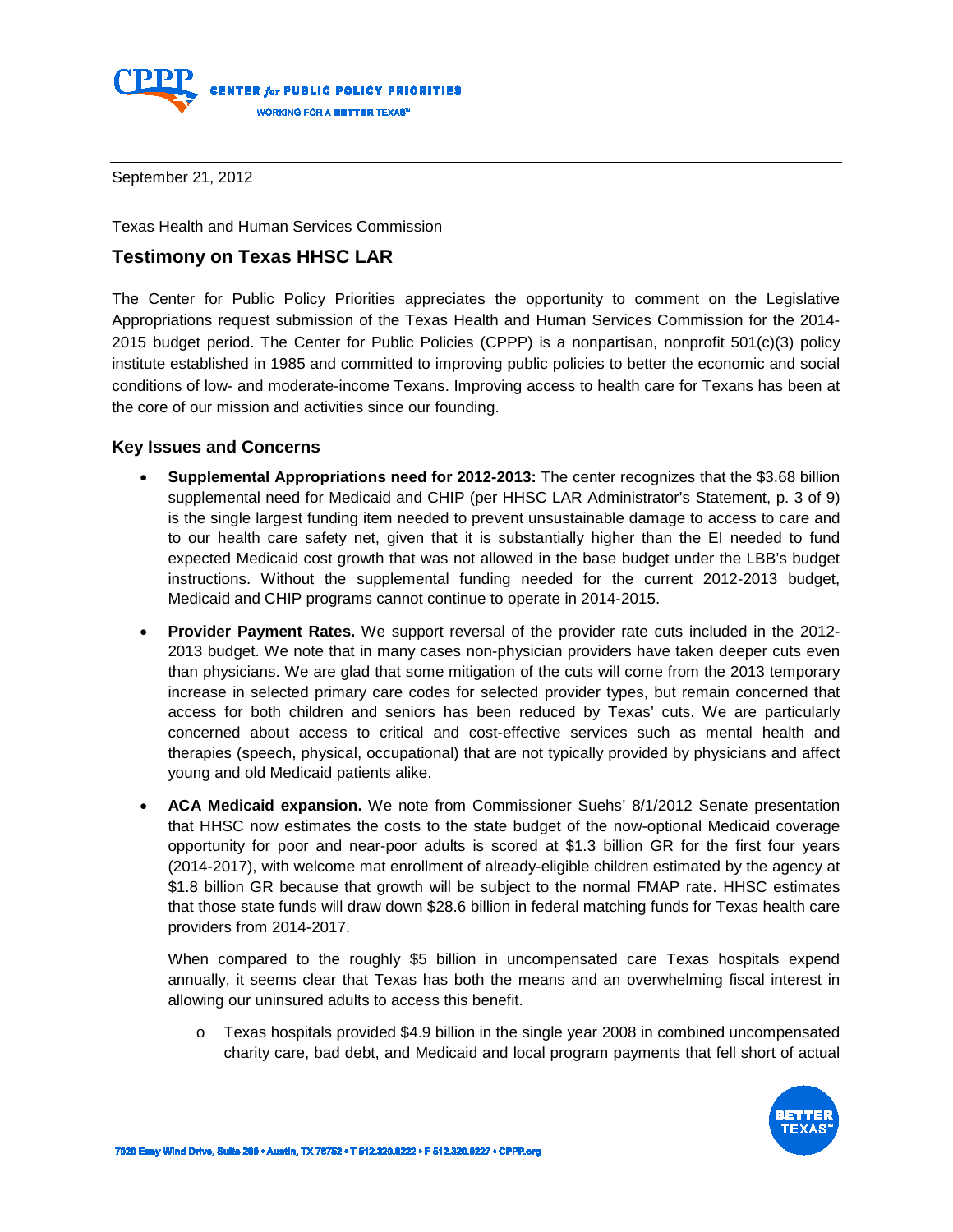September 21, 2012

Texas Health and Human Services Commission

## Testimony on Texas HHSC LAR

The Center for Public Policy Priorities appreciates the opportunity to comment on the Legislative Appropriations request submission of the Texas Health and Human Services Commission for the 2014-2015 budget period. The Center for Public Policies (CPPP) is a nonpartisan, nonprofit 501(c)(3) policy institute established in 1985 and committed to improving public policies to better the economic and social conditions of low- and moderate-income Texans. Improving access to health care for Texans has been at the core of our mission and activities since our founding.

### Key Issues and Concerns

- **Supplemental Appropriations need for 2012-2013:** The center recognizes that the $3.68 billion supplemental need for Medicaid and CHIP (per HHSC LAR Administrator's Statement, p. 3 of 9) is the single largest funding item needed to prevent unsustainable damage to access to care and to our health care safety net, given that it is substantially higher than the EI needed to fund expected Medicaid cost growth that was not allowed in the base budget under the LBB's budget instructions. Without the supplemental funding needed for the current 2012-2013 budget, Medicaid and CHIP programs cannot continue to operate in 2014-2015.

- **Provider Payment Rates.** We support reversal of the provider rate cuts included in the 2012-2013 budget. We note that in many cases non-physician providers have taken deeper cuts even than physicians. We are glad that some mitigation of the cuts will come from the 2013 temporary increase in selected primary care codes for selected provider types, but remain concerned that access for both children and seniors has been reduced by Texas' cuts. We are particularly concerned about access to critical and cost-effective services such as mental health and therapies (speech, physical, occupational) that are not typically provided by physicians and affect young and old Medicaid patients alike.

- **ACA Medicaid expansion.** We note from Commissioner Suehs' 8/1/2012 Senate presentation that HHSC now estimates the costs to the state budget of the now-optional Medicaid coverage opportunity for poor and near-poor adults is scored at $1.3 billion GR for the first four years (2014-2017), with welcome mat enrollment of already-eligible children estimated by the agency at $1.8 billion GR because that growth will be subject to the normal FMAP rate. HHSC estimates that those state funds will draw down $28.6 billion in federal matching funds for Texas health care providers from 2014-2017.

  When compared to the roughly $5 billion in uncompensated care Texas hospitals expend annually, it seems clear that Texas has both the means and an overwhelming fiscal interest in allowing our uninsured adults to access this benefit.

  - Texas hospitals provided $4.9 billion in the single year 2008 in combined uncompensated charity care, bad debt, and Medicaid and local program payments that fell short of actual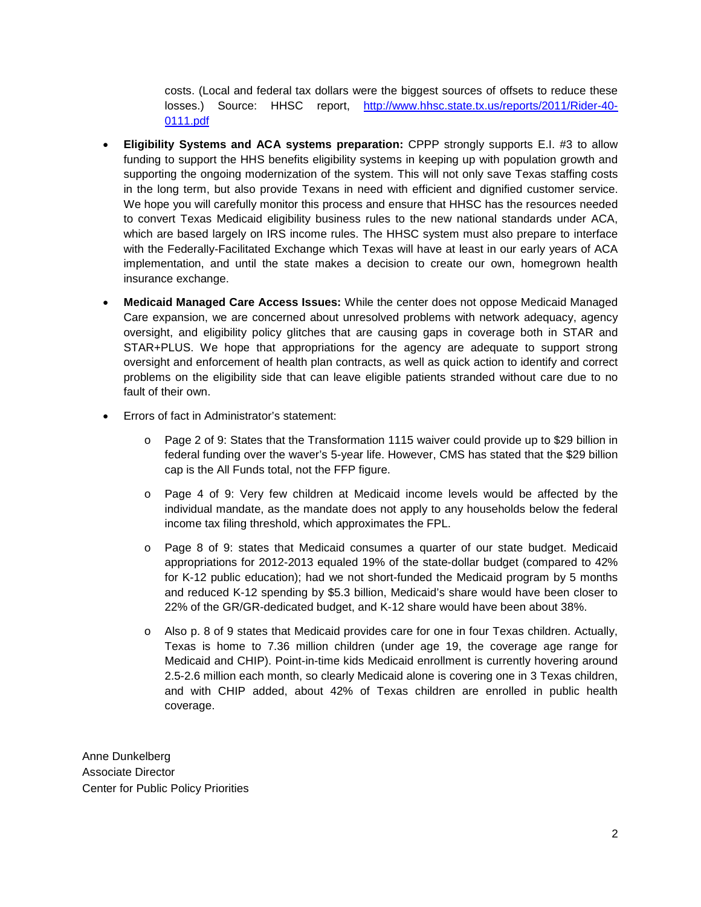costs. (Local and federal tax dollars were the biggest sources of offsets to reduce these losses.) Source: HHSC report, [http://www.hhsc.state.tx.us/reports/2011/Rider-40-0111.pdf](http://www.hhsc.state.tx.us/reports/2011/Rider-40-0111.pdf)

- **Eligibility Systems and ACA systems preparation:** CPPP strongly supports E.I. #3 to allow funding to support the HHS benefits eligibility systems in keeping up with population growth and supporting the ongoing modernization of the system. This will not only save Texas staffing costs in the long term, but also provide Texans in need with efficient and dignified customer service. We hope you will carefully monitor this process and ensure that HHSC has the resources needed to convert Texas Medicaid eligibility business rules to the new national standards under ACA, which are based largely on IRS income rules. The HHSC system must also prepare to interface with the Federally-Facilitated Exchange which Texas will have at least in our early years of ACA implementation, and until the state makes a decision to create our own, homegrown health insurance exchange.

- **Medicaid Managed Care Access Issues:** While the center does not oppose Medicaid Managed Care expansion, we are concerned about unresolved problems with network adequacy, agency oversight, and eligibility policy glitches that are causing gaps in coverage both in STAR and STAR+PLUS. We hope that appropriations for the agency are adequate to support strong oversight and enforcement of health plan contracts, as well as quick action to identify and correct problems on the eligibility side that can leave eligible patients stranded without care due to no fault of their own.

- Errors of fact in Administrator's statement:

  - Page 2 of 9: States that the Transformation 1115 waiver could provide up to $29 billion in federal funding over the waver's 5-year life. However, CMS has stated that the $29 billion cap is the All Funds total, not the FFP figure.

  - Page 4 of 9: Very few children at Medicaid income levels would be affected by the individual mandate, as the mandate does not apply to any households below the federal income tax filing threshold, which approximates the FPL.

  - Page 8 of 9: states that Medicaid consumes a quarter of our state budget. Medicaid appropriations for 2012-2013 equaled 19% of the state-dollar budget (compared to 42% for K-12 public education); had we not short-funded the Medicaid program by 5 months and reduced K-12 spending by $5.3 billion, Medicaid's share would have been closer to 22% of the GR/GR-dedicated budget, and K-12 share would have been about 38%.

  - Also p. 8 of 9 states that Medicaid provides care for one in four Texas children. Actually, Texas is home to 7.36 million children (under age 19, the coverage age range for Medicaid and CHIP). Point-in-time kids Medicaid enrollment is currently hovering around 2.5-2.6 million each month, so clearly Medicaid alone is covering one in 3 Texas children, and with CHIP added, about 42% of Texas children are enrolled in public health coverage.

Anne Dunkelberg  
Associate Director  
Center for Public Policy Priorities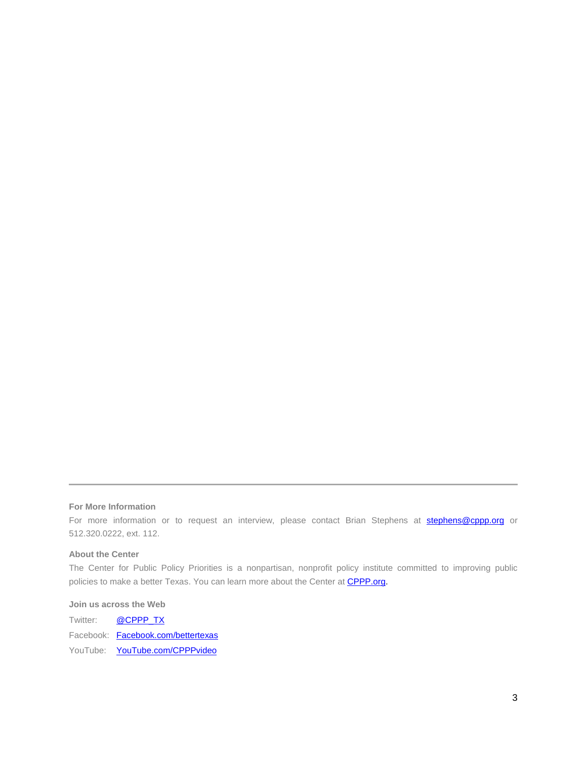---

**For More Information**

For more information or to request an interview, please contact Brian Stephens at stephens@cppp.org or 512.320.0222, ext. 112.

**About the Center**

The Center for Public Policy Priorities is a nonpartisan, nonprofit policy institute committed to improving public policies to make a better Texas. You can learn more about the Center at CPPP.org.

**Join us across the Web**

Twitter: @CPPP_TX

Facebook: Facebook.com/bettertexas

YouTube: YouTube.com/CPPPvideo